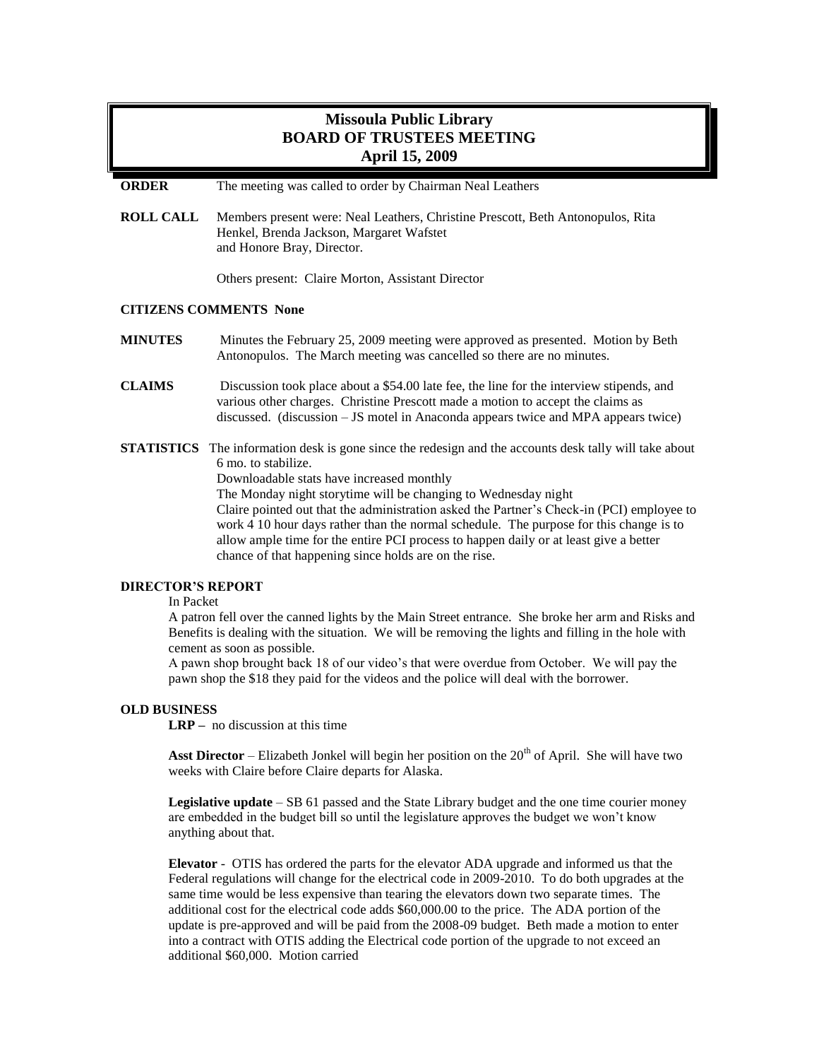# Missoula Public Library
## BOARD OF TRUSTEES MEETING
### April 15, 2009

**ORDER** The meeting was called to order by Chairman Neal Leathers

**ROLL CALL** Members present were: Neal Leathers, Christine Prescott, Beth Antonopulos, Rita Henkel, Brenda Jackson, Margaret Wafstet and Honore Bray, Director.

Others present: Claire Morton, Assistant Director

**CITIZENS COMMENTS None**

**MINUTES** Minutes the February 25, 2009 meeting were approved as presented. Motion by Beth Antonopulos. The March meeting was cancelled so there are no minutes.

**CLAIMS** Discussion took place about a $54.00 late fee, the line for the interview stipends, and various other charges. Christine Prescott made a motion to accept the claims as discussed. (discussion – JS motel in Anaconda appears twice and MPA appears twice)

**STATISTICS** The information desk is gone since the redesign and the accounts desk tally will take about 6 mo. to stabilize.

Downloadable stats have increased monthly

The Monday night storytime will be changing to Wednesday night

Claire pointed out that the administration asked the Partner's Check-in (PCI) employee to work 4 10 hour days rather than the normal schedule. The purpose for this change is to allow ample time for the entire PCI process to happen daily or at least give a better chance of that happening since holds are on the rise.

**DIRECTOR'S REPORT**

In Packet

A patron fell over the canned lights by the Main Street entrance. She broke her arm and Risks and Benefits is dealing with the situation. We will be removing the lights and filling in the hole with cement as soon as possible.

A pawn shop brought back 18 of our video's that were overdue from October. We will pay the pawn shop the $18 they paid for the videos and the police will deal with the borrower.

**OLD BUSINESS**

**LRP –** no discussion at this time

**Asst Director** – Elizabeth Jonkel will begin her position on the 20th of April. She will have two weeks with Claire before Claire departs for Alaska.

**Legislative update** – SB 61 passed and the State Library budget and the one time courier money are embedded in the budget bill so until the legislature approves the budget we won't know anything about that.

**Elevator** - OTIS has ordered the parts for the elevator ADA upgrade and informed us that the Federal regulations will change for the electrical code in 2009-2010. To do both upgrades at the same time would be less expensive than tearing the elevators down two separate times. The additional cost for the electrical code adds $60,000.00 to the price. The ADA portion of the update is pre-approved and will be paid from the 2008-09 budget. Beth made a motion to enter into a contract with OTIS adding the Electrical code portion of the upgrade to not exceed an additional $60,000. Motion carried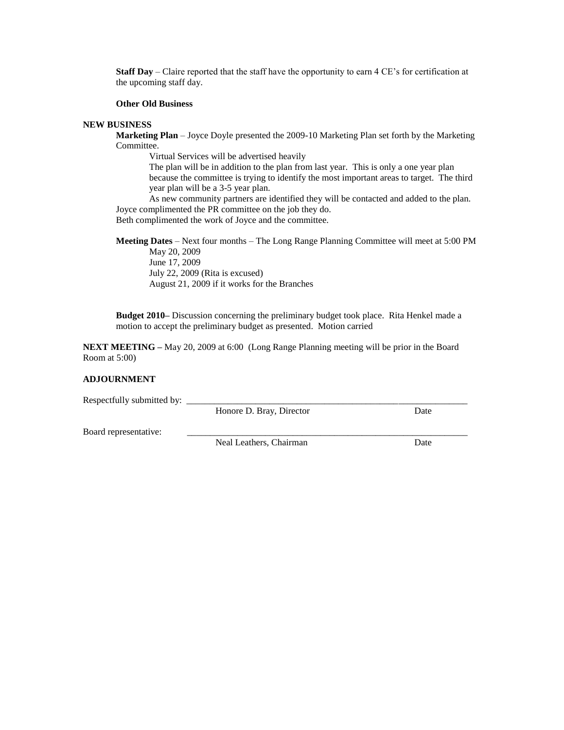**Staff Day** – Claire reported that the staff have the opportunity to earn 4 CE's for certification at the upcoming staff day.

**Other Old Business**

**NEW BUSINESS**

**Marketing Plan** – Joyce Doyle presented the 2009-10 Marketing Plan set forth by the Marketing Committee.

Virtual Services will be advertised heavily

The plan will be in addition to the plan from last year. This is only a one year plan because the committee is trying to identify the most important areas to target. The third year plan will be a 3-5 year plan.

As new community partners are identified they will be contacted and added to the plan.

Joyce complimented the PR committee on the job they do.

Beth complimented the work of Joyce and the committee.

**Meeting Dates** – Next four months – The Long Range Planning Committee will meet at 5:00 PM

May 20, 2009
June 17, 2009
July 22, 2009 (Rita is excused)
August 21, 2009 if it works for the Branches

**Budget 2010–** Discussion concerning the preliminary budget took place. Rita Henkel made a motion to accept the preliminary budget as presented. Motion carried

**NEXT MEETING –** May 20, 2009 at 6:00 (Long Range Planning meeting will be prior in the Board Room at 5:00)

**ADJOURNMENT**

Respectfully submitted by: ______________________________________________
Honore D. Bray, Director                                        Date

Board representative: ______________________________________________
Neal Leathers, Chairman                                        Date